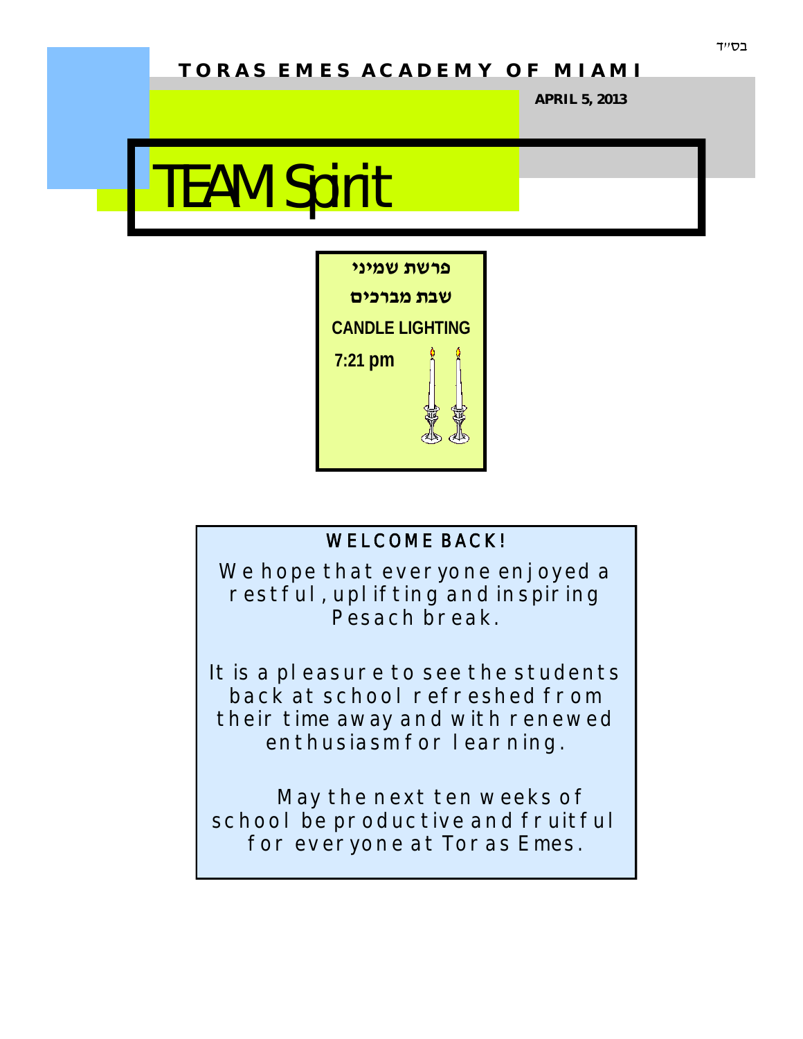בס"ד

**TORAS EMES ACADEMY OF MIAMI**

**APRIL 5, 2013**

# TEAM Spirit

**פרשת שמיני**

**שבת מברכים**

**CANDLE LIGHTING**

**7:21 pm**

## WELCOME BACK!

We hope that everyone enjoyed a restful, uplifting and inspiring Pesach break.

It is a pleasure to see the students back at school refreshed from their time away and with renewed enthusiasm for learning.

May the next ten weeks of school be productive and fruitful for everyone at Toras Emes.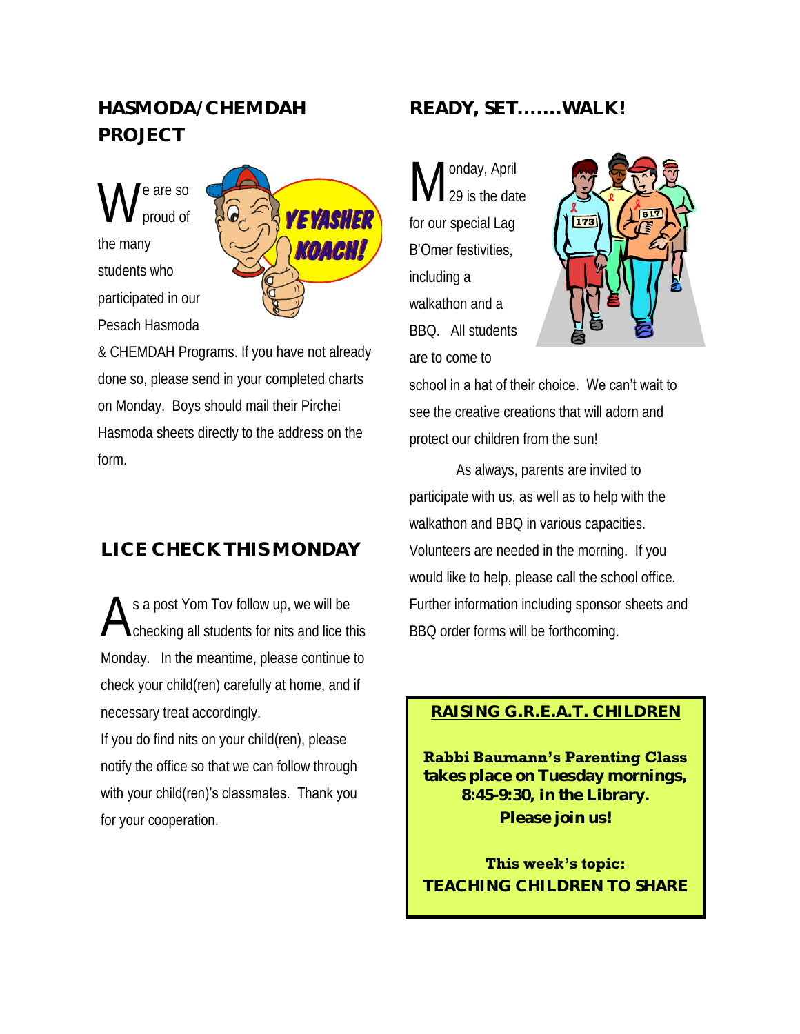## HASMODA/CHEMDAH PROJECT

We are so proud of the many students who participated in our Pesach Hasmoda & CHEMDAH Programs. If you have not already done so, please send in your completed charts on Monday. Boys should mail their Pirchei Hasmoda sheets directly to the address on the form.

## LICE CHECK THIS MONDAY

As a post Yom Tov follow up, we will be checking all students for nits and lice this Monday. In the meantime, please continue to check your child(ren) carefully at home, and if necessary treat accordingly.

If you do find nits on your child(ren), please notify the office so that we can follow through with your child(ren)'s classmates. Thank you for your cooperation.

## READY, SET.......WALK!

Monday, April 29 is the date for our special Lag B'Omer festivities, including a walkathon and a BBQ. All students are to come to school in a hat of their choice. We can't wait to see the creative creations that will adorn and protect our children from the sun!

As always, parents are invited to participate with us, as well as to help with the walkathon and BBQ in various capacities. Volunteers are needed in the morning. If you would like to help, please call the school office. Further information including sponsor sheets and BBQ order forms will be forthcoming.

## RAISING G.R.E.A.T. CHILDREN

**Rabbi Baumann's Parenting Class takes place on Tuesday mornings, 8:45-9:30, in the Library. Please join us!**

**This week's topic:**
**TEACHING CHILDREN TO SHARE**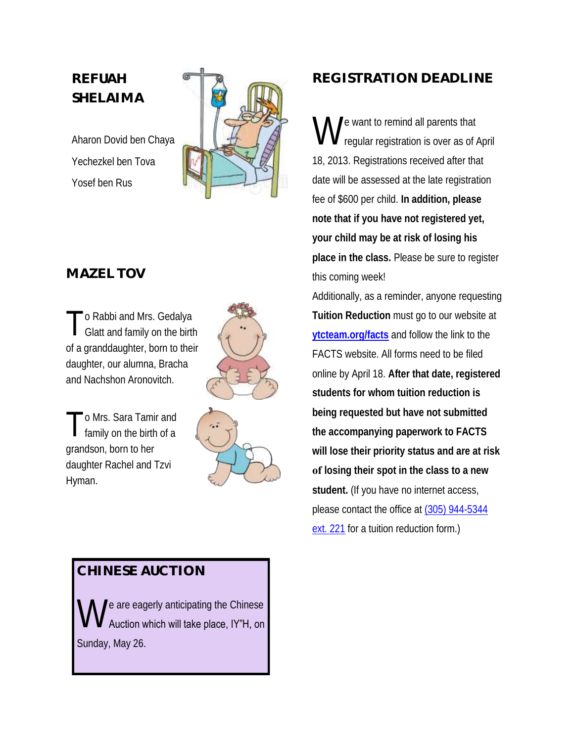## REFUAH SHELAIMA

Aharon Dovid ben Chaya

Yechezkel ben Tova

Yosef ben Rus

## MAZEL TOV

To Rabbi and Mrs. Gedalya Glatt and family on the birth of a granddaughter, born to their daughter, our alumna, Bracha and Nachshon Aronovitch.

To Mrs. Sara Tamir and family on the birth of a grandson, born to her daughter Rachel and Tzvi Hyman.

## CHINESE AUCTION

We are eagerly anticipating the Chinese Auction which will take place, IY"H, on Sunday, May 26.

## REGISTRATION DEADLINE

We want to remind all parents that regular registration is over as of April 18, 2013. Registrations received after that date will be assessed at the late registration fee of $600 per child. **In addition, please note that if you have not registered yet, your child may be at risk of losing his place in the class.** Please be sure to register this coming week!

Additionally, as a reminder, anyone requesting **Tuition Reduction** must go to our website at **ytcteam.org/facts** and follow the link to the FACTS website. All forms need to be filed online by April 18. **After that date, registered students for whom tuition reduction is being requested but have not submitted the accompanying paperwork to FACTS will lose their priority status and are at risk of losing their spot in the class to a new student.** (If you have no internet access, please contact the office at (305) 944-5344 ext. 221 for a tuition reduction form.)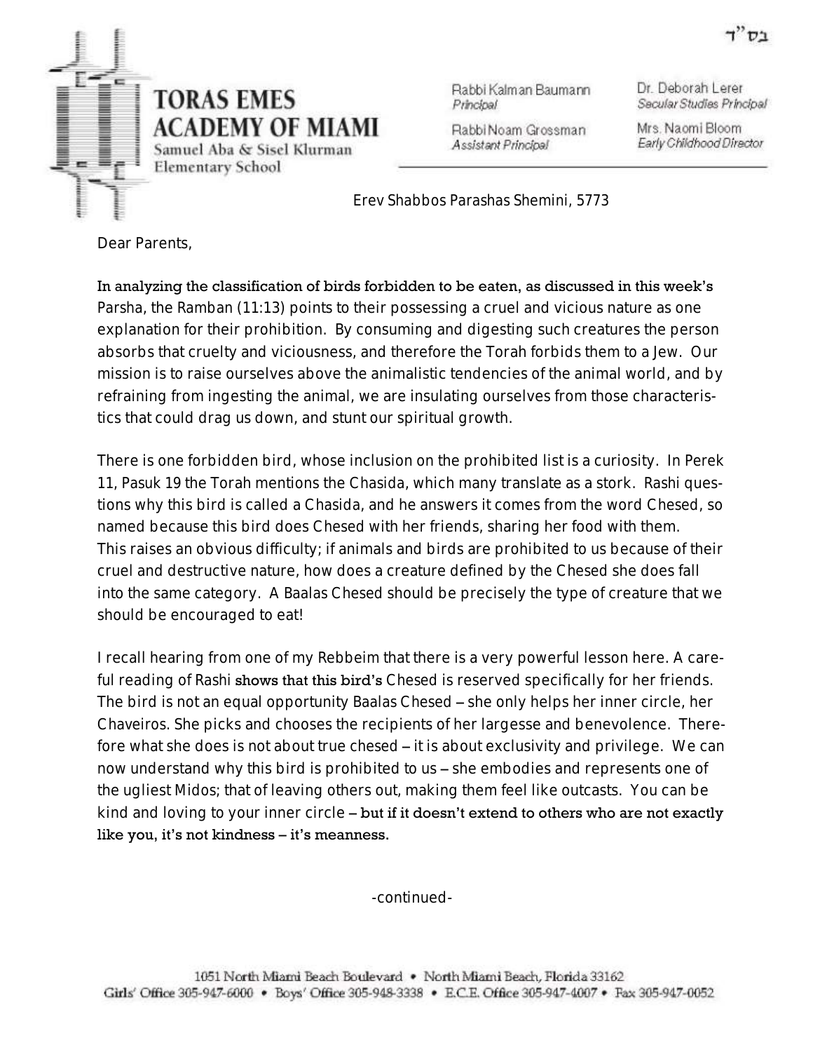בס"ד

# TORAS EMES ACADEMY OF MIAMI

Samuel Aba & Sisel Klurman Elementary School

Rabbi Kalman Baumann
*Principal*

Rabbi Noam Grossman
*Assistant Principal*

Dr. Deborah Lerer
*Secular Studies Principal*

Mrs. Naomi Bloom
*Early Childhood Director*

Erev Shabbos Parashas Shemini, 5773

Dear Parents,

In analyzing the classification of birds forbidden to be eaten, as discussed in this week's Parsha, the Ramban (11:13) points to their possessing a cruel and vicious nature as one explanation for their prohibition. By consuming and digesting such creatures the person absorbs that cruelty and viciousness, and therefore the Torah forbids them to a Jew. Our mission is to raise ourselves above the animalistic tendencies of the animal world, and by refraining from ingesting the animal, we are insulating ourselves from those characteristics that could drag us down, and stunt our spiritual growth.

There is one forbidden bird, whose inclusion on the prohibited list is a curiosity. In Perek 11, Pasuk 19 the Torah mentions the Chasida, which many translate as a stork. Rashi questions why this bird is called a Chasida, and he answers it comes from the word Chesed, so named because this bird does Chesed with her friends, sharing her food with them. This raises an obvious difficulty; if animals and birds are prohibited to us because of their cruel and destructive nature, how does a creature defined by the Chesed she does fall into the same category. A Baalas Chesed should be precisely the type of creature that we should be encouraged to eat!

I recall hearing from one of my Rebbeim that there is a very powerful lesson here. A careful reading of Rashi shows that this bird's Chesed is reserved specifically for her friends. The bird is not an equal opportunity Baalas Chesed – she only helps her inner circle, her Chaveiros. She picks and chooses the recipients of her largesse and benevolence. Therefore what she does is not about true chesed – it is about exclusivity and privilege. We can now understand why this bird is prohibited to us – she embodies and represents one of the ugliest Midos; that of leaving others out, making them feel like outcasts. You can be kind and loving to your inner circle – but if it doesn't extend to others who are not exactly like you, it's not kindness – it's meanness.

-continued-

1051 North Miami Beach Boulevard • North Miami Beach, Florida 33162
Girls' Office 305-947-6000 • Boys' Office 305-948-3338 • E.C.E. Office 305-947-4007 • Fax 305-947-0052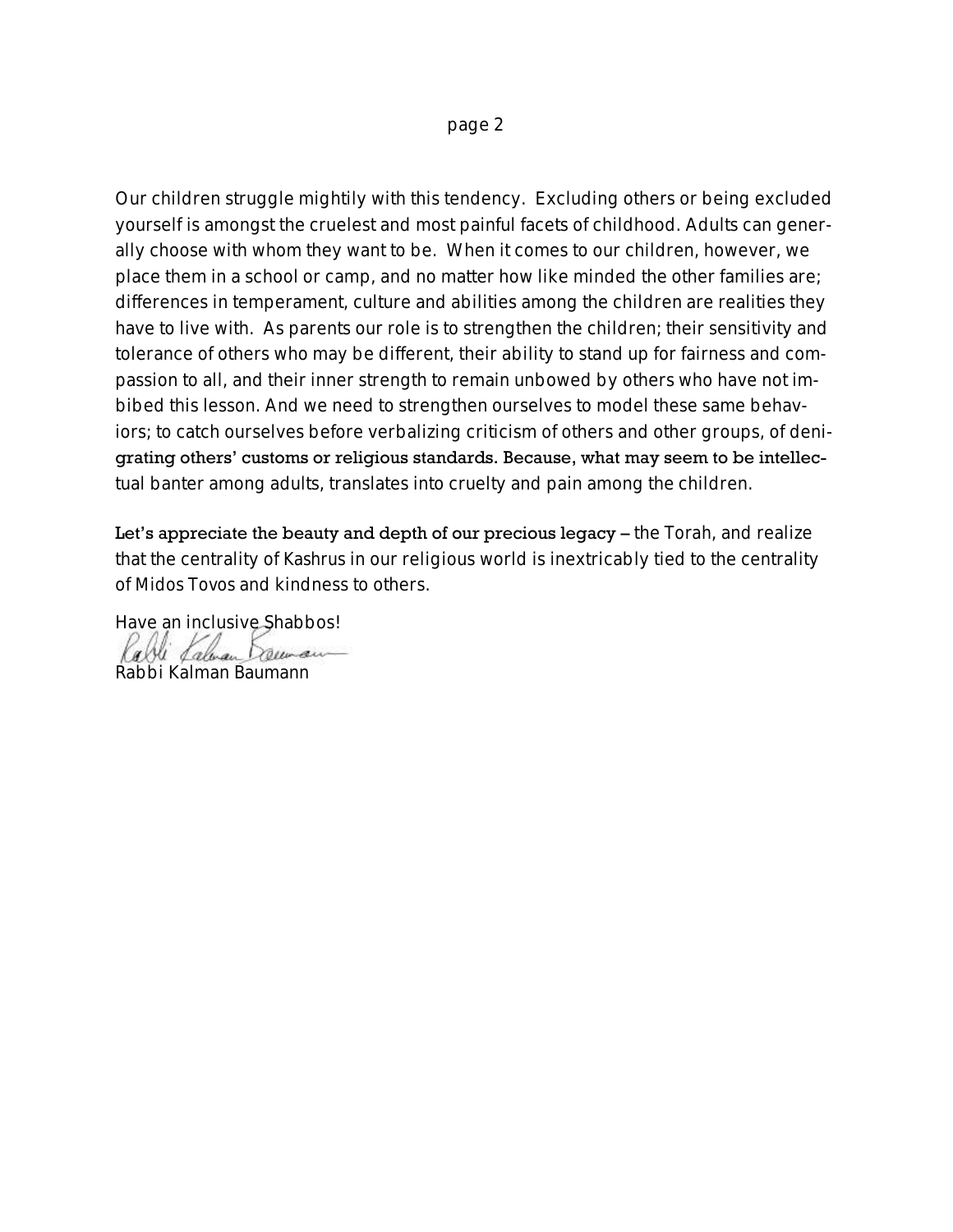Our children struggle mightily with this tendency. Excluding others or being excluded yourself is amongst the cruelest and most painful facets of childhood. Adults can generally choose with whom they want to be. When it comes to our children, however, we place them in a school or camp, and no matter how like minded the other families are; differences in temperament, culture and abilities among the children are realities they have to live with. As parents our role is to strengthen the children; their sensitivity and tolerance of others who may be different, their ability to stand up for fairness and compassion to all, and their inner strength to remain unbowed by others who have not imbibed this lesson. And we need to strengthen ourselves to model these same behaviors; to catch ourselves before verbalizing criticism of others and other groups, of denigrating others' customs or religious standards. Because, what may seem to be intellectual banter among adults, translates into cruelty and pain among the children.

Let's appreciate the beauty and depth of our precious legacy – the Torah, and realize that the centrality of Kashrus in our religious world is inextricably tied to the centrality of Midos Tovos and kindness to others.

Have an inclusive Shabbos!

Rabbi Kalman Baumann

Rabbi Kalman Baumann